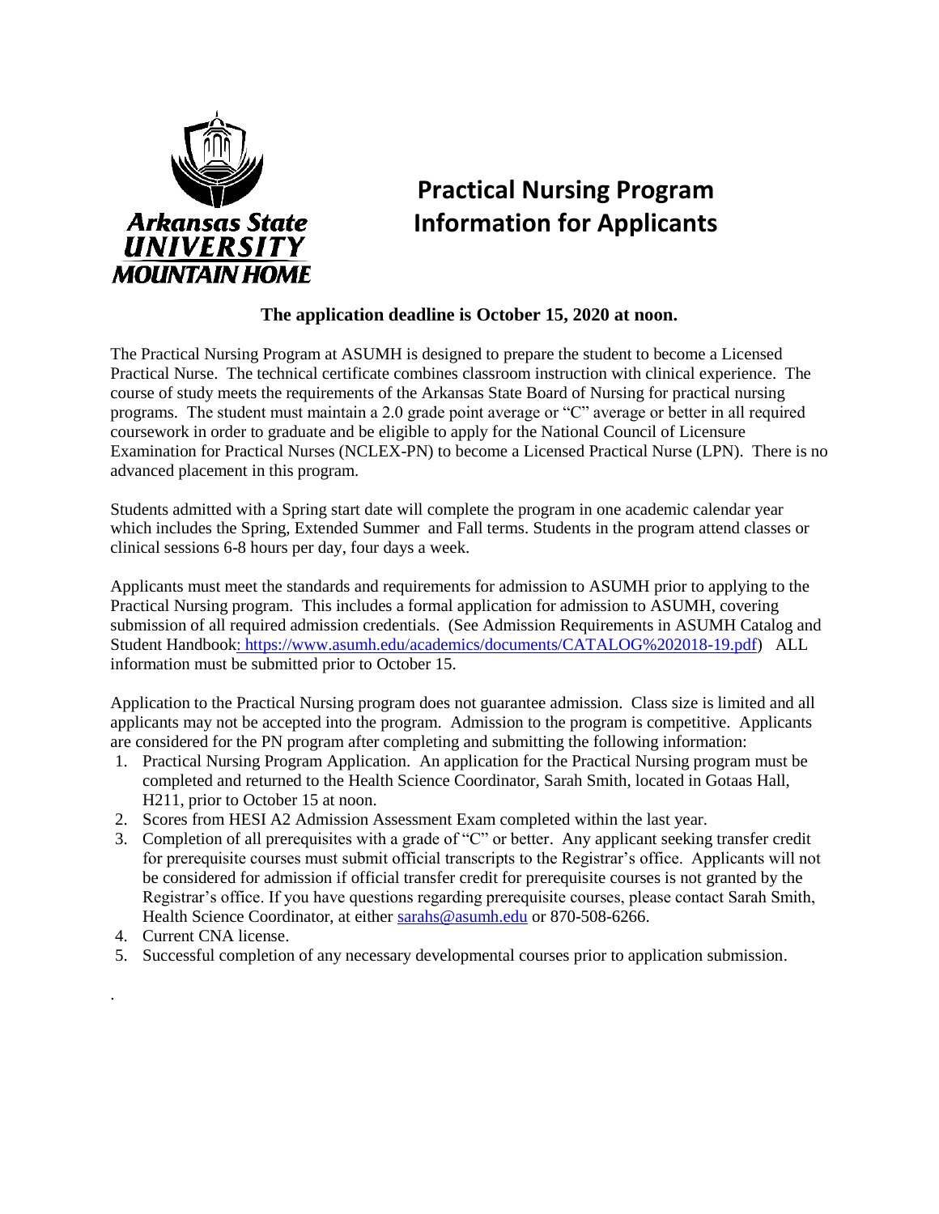Arkansas State UNIVERSITY MOUNTAIN HOME

# Practical Nursing Program Information for Applicants

**The application deadline is October 15, 2020 at noon.**

The Practical Nursing Program at ASUMH is designed to prepare the student to become a Licensed Practical Nurse. The technical certificate combines classroom instruction with clinical experience. The course of study meets the requirements of the Arkansas State Board of Nursing for practical nursing programs. The student must maintain a 2.0 grade point average or "C" average or better in all required coursework in order to graduate and be eligible to apply for the National Council of Licensure Examination for Practical Nurses (NCLEX-PN) to become a Licensed Practical Nurse (LPN). There is no advanced placement in this program.

Students admitted with a Spring start date will complete the program in one academic calendar year which includes the Spring, Extended Summer and Fall terms. Students in the program attend classes or clinical sessions 6-8 hours per day, four days a week.

Applicants must meet the standards and requirements for admission to ASUMH prior to applying to the Practical Nursing program. This includes a formal application for admission to ASUMH, covering submission of all required admission credentials. (See Admission Requirements in ASUMH Catalog and Student Handbook: https://www.asumh.edu/academics/documents/CATALOG%202018-19.pdf) ALL information must be submitted prior to October 15.

Application to the Practical Nursing program does not guarantee admission. Class size is limited and all applicants may not be accepted into the program. Admission to the program is competitive. Applicants are considered for the PN program after completing and submitting the following information:

1. Practical Nursing Program Application. An application for the Practical Nursing program must be completed and returned to the Health Science Coordinator, Sarah Smith, located in Gotaas Hall, H211, prior to October 15 at noon.
2. Scores from HESI A2 Admission Assessment Exam completed within the last year.
3. Completion of all prerequisites with a grade of "C" or better. Any applicant seeking transfer credit for prerequisite courses must submit official transcripts to the Registrar's office. Applicants will not be considered for admission if official transfer credit for prerequisite courses is not granted by the Registrar's office. If you have questions regarding prerequisite courses, please contact Sarah Smith, Health Science Coordinator, at either sarahs@asumh.edu or 870-508-6266.
4. Current CNA license.
5. Successful completion of any necessary developmental courses prior to application submission.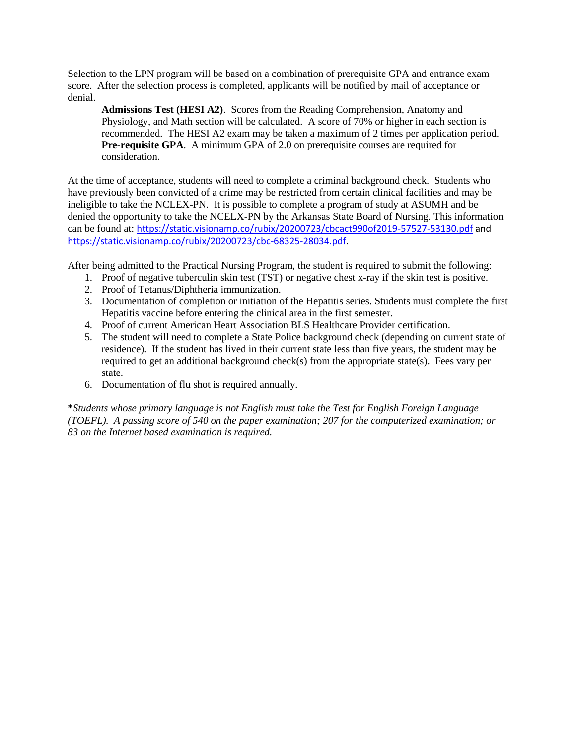Selection to the LPN program will be based on a combination of prerequisite GPA and entrance exam score. After the selection process is completed, applicants will be notified by mail of acceptance or denial.

> **Admissions Test (HESI A2)**. Scores from the Reading Comprehension, Anatomy and Physiology, and Math section will be calculated. A score of 70% or higher in each section is recommended. The HESI A2 exam may be taken a maximum of 2 times per application period.
> **Pre-requisite GPA**. A minimum GPA of 2.0 on prerequisite courses are required for consideration.

At the time of acceptance, students will need to complete a criminal background check. Students who have previously been convicted of a crime may be restricted from certain clinical facilities and may be ineligible to take the NCLEX-PN. It is possible to complete a program of study at ASUMH and be denied the opportunity to take the NCELX-PN by the Arkansas State Board of Nursing. This information can be found at: https://static.visionamp.co/rubix/20200723/cbcact990of2019-57527-53130.pdf and https://static.visionamp.co/rubix/20200723/cbc-68325-28034.pdf.

After being admitted to the Practical Nursing Program, the student is required to submit the following:

1. Proof of negative tuberculin skin test (TST) or negative chest x-ray if the skin test is positive.
2. Proof of Tetanus/Diphtheria immunization.
3. Documentation of completion or initiation of the Hepatitis series. Students must complete the first Hepatitis vaccine before entering the clinical area in the first semester.
4. Proof of current American Heart Association BLS Healthcare Provider certification.
5. The student will need to complete a State Police background check (depending on current state of residence). If the student has lived in their current state less than five years, the student may be required to get an additional background check(s) from the appropriate state(s). Fees vary per state.
6. Documentation of flu shot is required annually.

***Students whose primary language is not English must take the Test for English Foreign Language (TOEFL). A passing score of 540 on the paper examination; 207 for the computerized examination; or 83 on the Internet based examination is required.***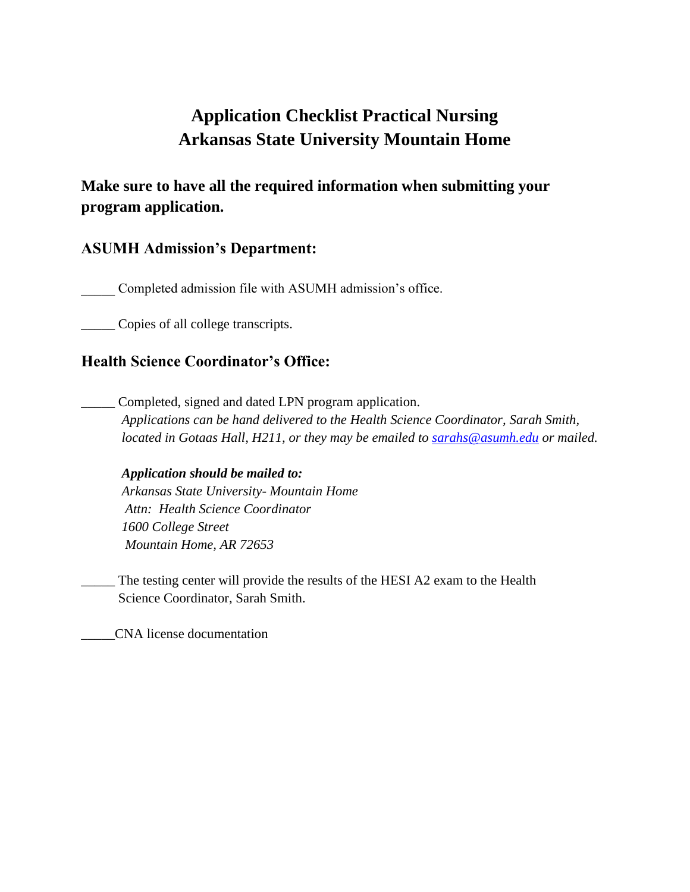# Application Checklist Practical Nursing
# Arkansas State University Mountain Home

## Make sure to have all the required information when submitting your program application.

### ASUMH Admission's Department:

_____ Completed admission file with ASUMH admission's office.

_____ Copies of all college transcripts.

### Health Science Coordinator's Office:

_____ Completed, signed and dated LPN program application.

*Applications can be hand delivered to the Health Science Coordinator, Sarah Smith, located in Gotaas Hall, H211, or they may be emailed to [sarahs@asumh.edu](mailto:sarahs@asumh.edu) or mailed.*

***Application should be mailed to:***
*Arkansas State University- Mountain Home*
*Attn: Health Science Coordinator*
*1600 College Street*
*Mountain Home, AR 72653*

_____ The testing center will provide the results of the HESI A2 exam to the Health Science Coordinator, Sarah Smith.

_____CNA license documentation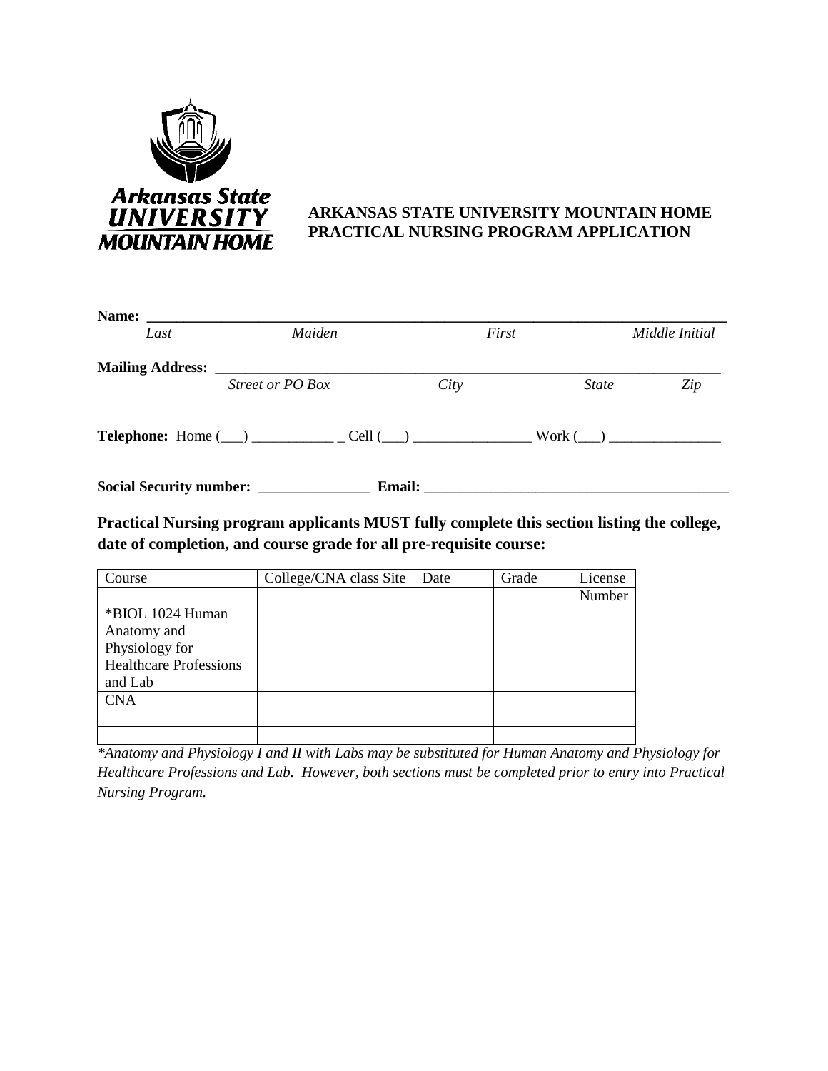# ARKANSAS STATE UNIVERSITY MOUNTAIN HOME
# PRACTICAL NURSING PROGRAM APPLICATION

**Name:** ____________________________________________________________________________

*Last* *Maiden* *First* *Middle Initial*

**Mailing Address:** ____________________________________________________________________

*Street or PO Box* *City* *State* *Zip*

**Telephone:** Home (___) ___________ _ Cell (___) ________________ Work (___) _______________

**Social Security number:** _______________ **Email:** __________________________________________

**Practical Nursing program applicants MUST fully complete this section listing the college, date of completion, and course grade for all pre-requisite course:**

| Course | College/CNA class Site | Date | Grade | License Number |
|---|---|---|---|---|
| *BIOL 1024 Human Anatomy and Physiology for Healthcare Professions and Lab | | | | |
| CNA | | | | |
| | | | | |

*\*Anatomy and Physiology I and II with Labs may be substituted for Human Anatomy and Physiology for Healthcare Professions and Lab. However, both sections must be completed prior to entry into Practical Nursing Program.*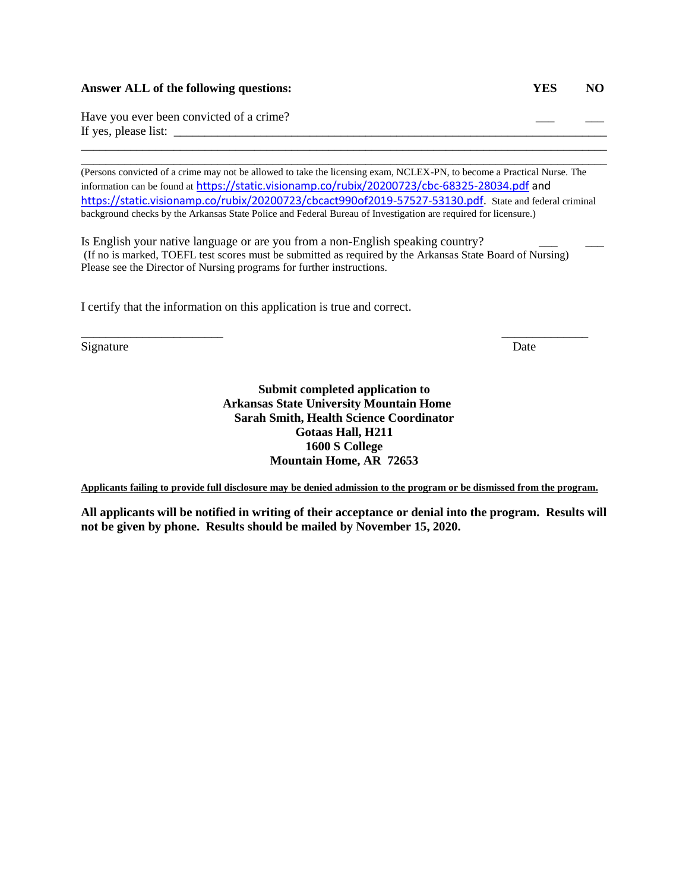**Answer ALL of the following questions:** **YES** **NO**

Have you ever been convicted of a crime? ___ ___

If yes, please list: ____________________________________________________________________________

______________________________________________________________________________________________

______________________________________________________________________________________________

(Persons convicted of a crime may not be allowed to take the licensing exam, NCLEX-PN, to become a Practical Nurse. The information can be found at https://static.visionamp.co/rubix/20200723/cbc-68325-28034.pdf and https://static.visionamp.co/rubix/20200723/cbcact990of2019-57527-53130.pdf. State and federal criminal background checks by the Arkansas State Police and Federal Bureau of Investigation are required for licensure.)

Is English your native language or are you from a non-English speaking country? ___ ___
(If no is marked, TOEFL test scores must be submitted as required by the Arkansas State Board of Nursing)
Please see the Director of Nursing programs for further instructions.

I certify that the information on this application is true and correct.

________________________ ______________

Signature Date

**Submit completed application to**
**Arkansas State University Mountain Home**
**Sarah Smith, Health Science Coordinator**
**Gotaas Hall, H211**
**1600 S College**
**Mountain Home, AR 72653**

**Applicants failing to provide full disclosure may be denied admission to the program or be dismissed from the program.**

**All applicants will be notified in writing of their acceptance or denial into the program. Results will not be given by phone. Results should be mailed by November 15, 2020.**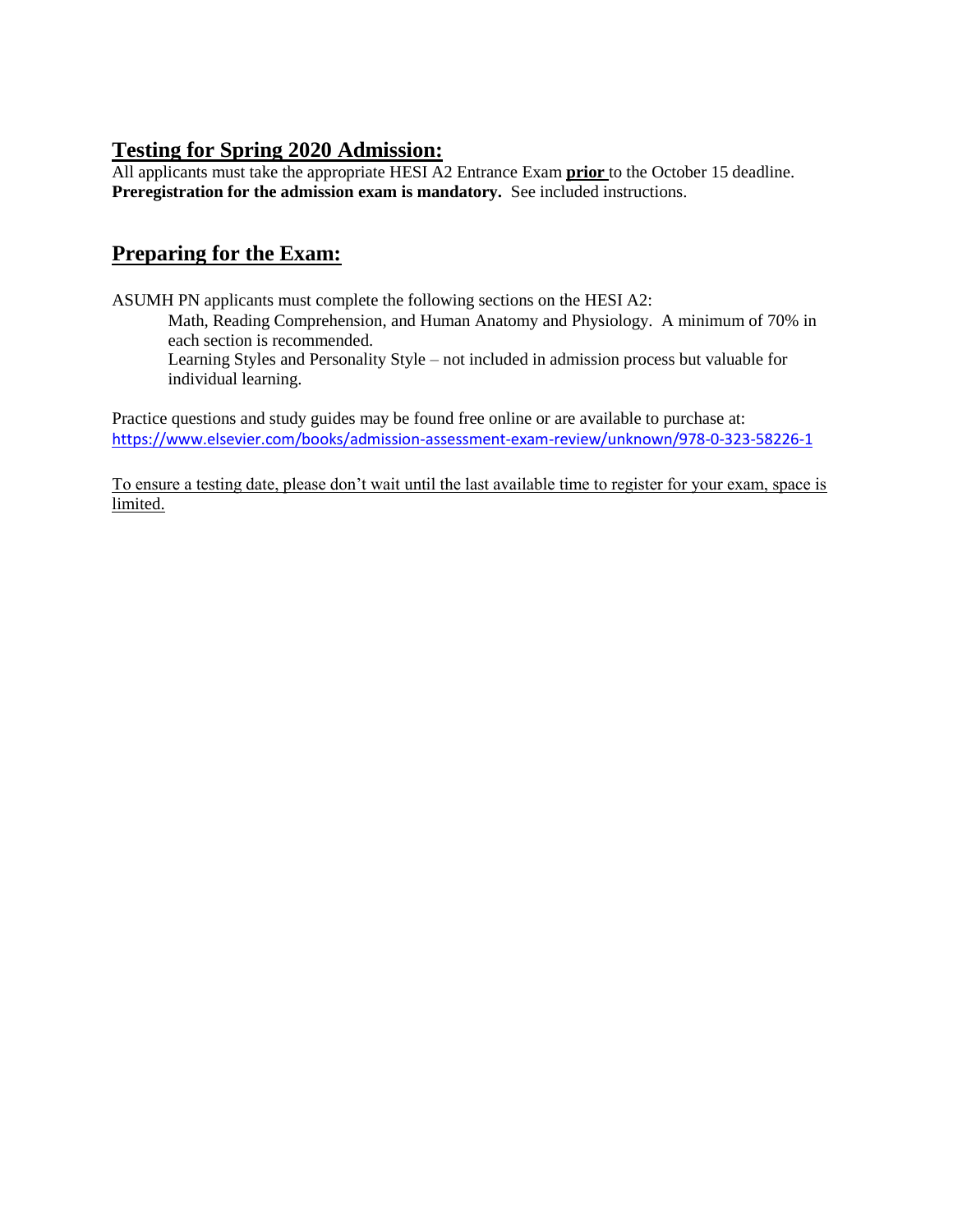## Testing for Spring 2020 Admission:

All applicants must take the appropriate HESI A2 Entrance Exam **prior** to the October 15 deadline. **Preregistration for the admission exam is mandatory.** See included instructions.

## Preparing for the Exam:

ASUMH PN applicants must complete the following sections on the HESI A2:

Math, Reading Comprehension, and Human Anatomy and Physiology. A minimum of 70% in each section is recommended.

Learning Styles and Personality Style – not included in admission process but valuable for individual learning.

Practice questions and study guides may be found free online or are available to purchase at: https://www.elsevier.com/books/admission-assessment-exam-review/unknown/978-0-323-58226-1

To ensure a testing date, please don't wait until the last available time to register for your exam, space is limited.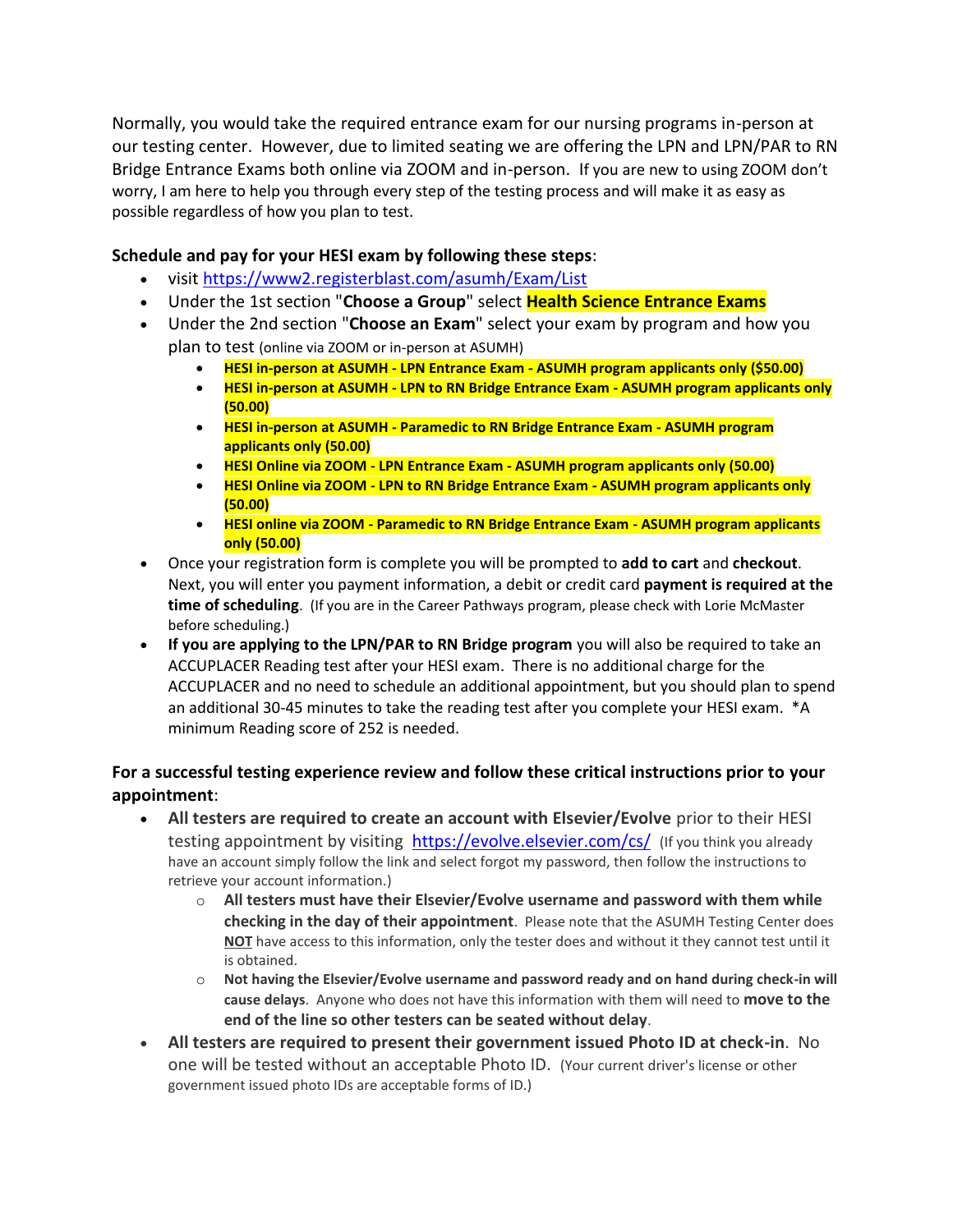Normally, you would take the required entrance exam for our nursing programs in-person at our testing center. However, due to limited seating we are offering the LPN and LPN/PAR to RN Bridge Entrance Exams both online via ZOOM and in-person. If you are new to using ZOOM don't worry, I am here to help you through every step of the testing process and will make it as easy as possible regardless of how you plan to test.

**Schedule and pay for your HESI exam by following these steps**:

- visit https://www2.registerblast.com/asumh/Exam/List
- Under the 1st section "**Choose a Group**" select **Health Science Entrance Exams**
- Under the 2nd section "**Choose an Exam**" select your exam by program and how you plan to test (online via ZOOM or in-person at ASUMH)
  - **HESI in-person at ASUMH - LPN Entrance Exam - ASUMH program applicants only ($50.00)**
  - **HESI in-person at ASUMH - LPN to RN Bridge Entrance Exam - ASUMH program applicants only (50.00)**
  - **HESI in-person at ASUMH - Paramedic to RN Bridge Entrance Exam - ASUMH program applicants only (50.00)**
  - **HESI Online via ZOOM - LPN Entrance Exam - ASUMH program applicants only (50.00)**
  - **HESI Online via ZOOM - LPN to RN Bridge Entrance Exam - ASUMH program applicants only (50.00)**
  - **HESI online via ZOOM - Paramedic to RN Bridge Entrance Exam - ASUMH program applicants only (50.00)**
- Once your registration form is complete you will be prompted to **add to cart** and **checkout**. Next, you will enter you payment information, a debit or credit card **payment is required at the time of scheduling**. (If you are in the Career Pathways program, please check with Lorie McMaster before scheduling.)
- **If you are applying to the LPN/PAR to RN Bridge program** you will also be required to take an ACCUPLACER Reading test after your HESI exam. There is no additional charge for the ACCUPLACER and no need to schedule an additional appointment, but you should plan to spend an additional 30-45 minutes to take the reading test after you complete your HESI exam. *A minimum Reading score of 252 is needed.

**For a successful testing experience review and follow these critical instructions prior to your appointment**:

- **All testers are required to create an account with Elsevier/Evolve** prior to their HESI testing appointment by visiting https://evolve.elsevier.com/cs/ (If you think you already have an account simply follow the link and select forgot my password, then follow the instructions to retrieve your account information.)
  - **All testers must have their Elsevier/Evolve username and password with them while checking in the day of their appointment**. Please note that the ASUMH Testing Center does **NOT** have access to this information, only the tester does and without it they cannot test until it is obtained.
  - **Not having the Elsevier/Evolve username and password ready and on hand during check-in will cause delays**. Anyone who does not have this information with them will need to **move to the end of the line so other testers can be seated without delay**.
- **All testers are required to present their government issued Photo ID at check-in**. No one will be tested without an acceptable Photo ID. (Your current driver's license or other government issued photo IDs are acceptable forms of ID.)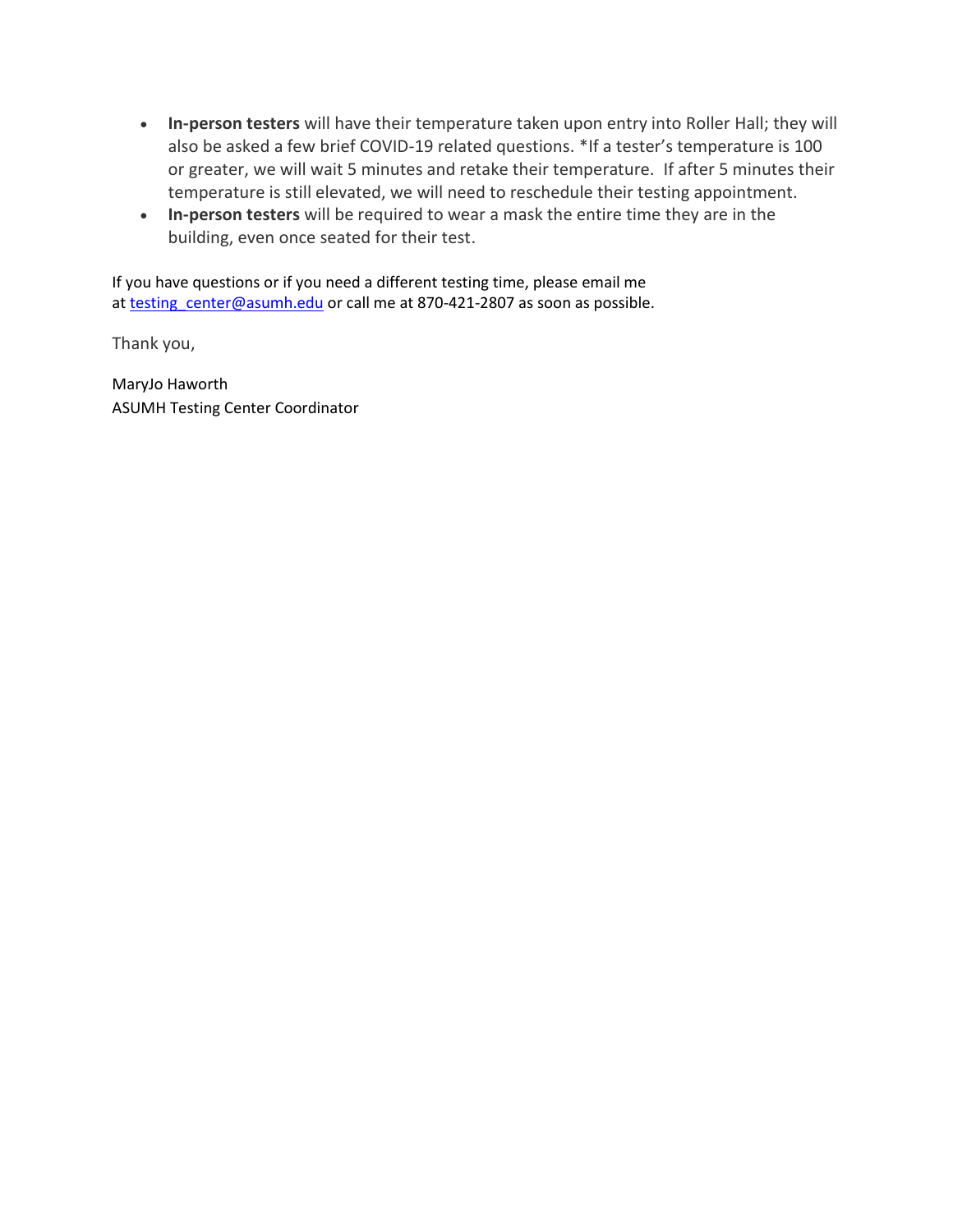- **In-person testers** will have their temperature taken upon entry into Roller Hall; they will also be asked a few brief COVID-19 related questions. *If a tester's temperature is 100 or greater, we will wait 5 minutes and retake their temperature. If after 5 minutes their temperature is still elevated, we will need to reschedule their testing appointment.
- **In-person testers** will be required to wear a mask the entire time they are in the building, even once seated for their test.

If you have questions or if you need a different testing time, please email me at testing_center@asumh.edu or call me at 870-421-2807 as soon as possible.

Thank you,

MaryJo Haworth
ASUMH Testing Center Coordinator